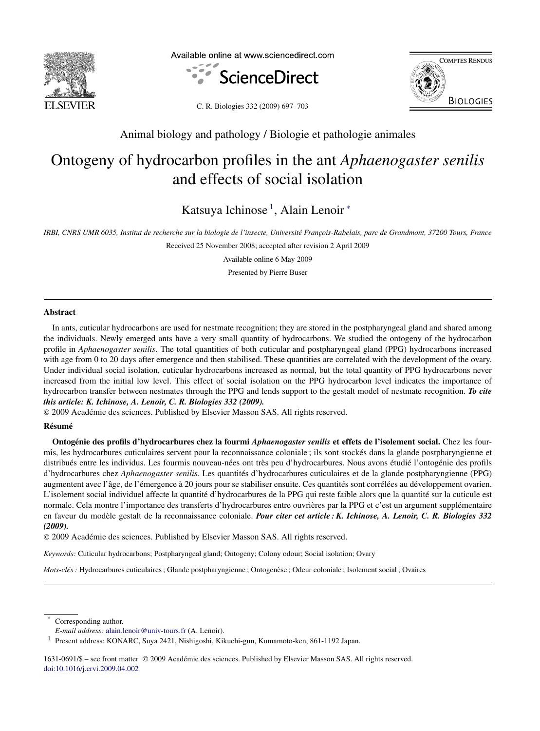Animal biology and pathology / Biologie et pathologie animales

# Ontogeny of hydrocarbon profiles in the ant *Aphaenogaster senilis* and effects of social isolation

Katsuya Ichinose [1], Alain Lenoir [*]

*IRBI, CNRS UMR 6035, Institut de recherche sur la biologie de l'insecte, Université François-Rabelais, parc de Grandmont, 37200 Tours, France*

Received 25 November 2008; accepted after revision 2 April 2009

Available online 6 May 2009

Presented by Pierre Buser

---

## Abstract

In ants, cuticular hydrocarbons are used for nestmate recognition; they are stored in the postpharyngeal gland and shared among the individuals. Newly emerged ants have a very small quantity of hydrocarbons. We studied the ontogeny of the hydrocarbon profile in *Aphaenogaster senilis*. The total quantities of both cuticular and postpharyngeal gland (PPG) hydrocarbons increased with age from 0 to 20 days after emergence and then stabilised. These quantities are correlated with the development of the ovary. Under individual social isolation, cuticular hydrocarbons increased as normal, but the total quantity of PPG hydrocarbons never increased from the initial low level. This effect of social isolation on the PPG hydrocarbon level indicates the importance of hydrocarbon transfer between nestmates through the PPG and lends support to the gestalt model of nestmate recognition. ***To cite this article: K. Ichinose, A. Lenoir, C. R. Biologies 332 (2009).***

© 2009 Académie des sciences. Published by Elsevier Masson SAS. All rights reserved.

## Résumé

**Ontogénie des profils d'hydrocarbures chez la fourmi *Aphaenogaster senilis* et effets de l'isolement social.** Chez les fourmis, les hydrocarbures cuticulaires servent pour la reconnaissance coloniale ; ils sont stockés dans la glande postpharyngienne et distribués entre les individus. Les fourmis nouveau-nées ont très peu d'hydrocarbures. Nous avons étudié l'ontogénie des profils d'hydrocarbures chez *Aphaenogaster senilis*. Les quantités d'hydrocarbures cuticulaires et de la glande postpharyngienne (PPG) augmentent avec l'âge, de l'émergence à 20 jours pour se stabiliser ensuite. Ces quantités sont corrélées au développement ovarien. L'isolement social individuel affecte la quantité d'hydrocarbures de la PPG qui reste faible alors que la quantité sur la cuticule est normale. Cela montre l'importance des transferts d'hydrocarbures entre ouvrières par la PPG et c'est un argument supplémentaire en faveur du modèle gestalt de la reconnaissance coloniale. ***Pour citer cet article : K. Ichinose, A. Lenoir, C. R. Biologies 332 (2009).***

© 2009 Académie des sciences. Published by Elsevier Masson SAS. All rights reserved.

*Keywords:* Cuticular hydrocarbons; Postpharyngeal gland; Ontogeny; Colony odour; Social isolation; Ovary

*Mots-clés :* Hydrocarbures cuticulaires ; Glande postpharyngienne ; Ontogenèse ; Odeur coloniale ; Isolement social ; Ovaires

---

[*] Corresponding author.
*E-mail address:* alain.lenoir@univ-tours.fr (A. Lenoir).

[1] Present address: KONARC, Suya 2421, Nishigoshi, Kikuchi-gun, Kumamoto-ken, 861-1192 Japan.

1631-0691/$ – see front matter © 2009 Académie des sciences. Published by Elsevier Masson SAS. All rights reserved.
doi:10.1016/j.crvi.2009.04.002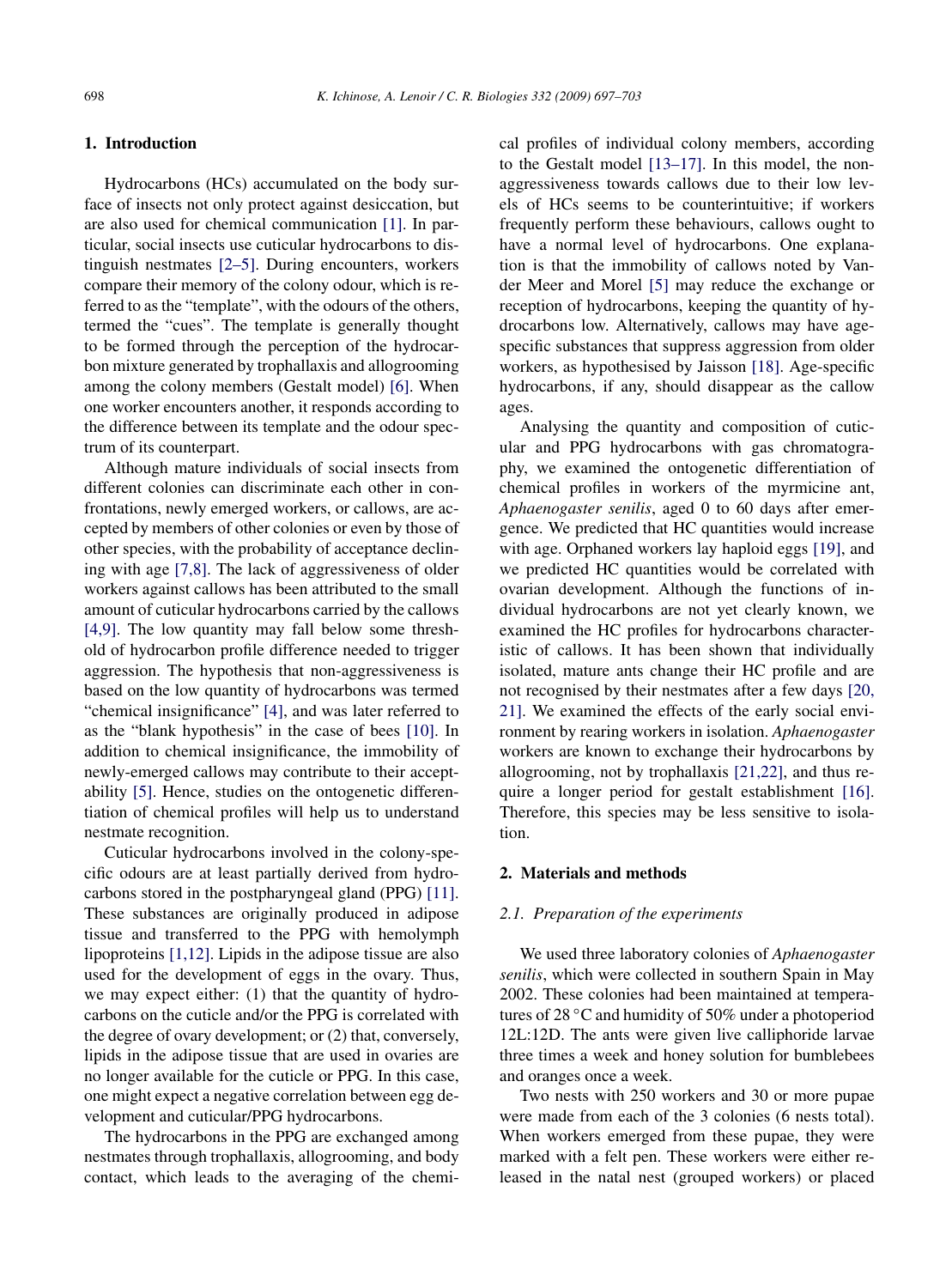## 1. Introduction

Hydrocarbons (HCs) accumulated on the body surface of insects not only protect against desiccation, but are also used for chemical communication [1]. In particular, social insects use cuticular hydrocarbons to distinguish nestmates [2–5]. During encounters, workers compare their memory of the colony odour, which is referred to as the "template", with the odours of the others, termed the "cues". The template is generally thought to be formed through the perception of the hydrocarbon mixture generated by trophallaxis and allogrooming among the colony members (Gestalt model) [6]. When one worker encounters another, it responds according to the difference between its template and the odour spectrum of its counterpart.

Although mature individuals of social insects from different colonies can discriminate each other in confrontations, newly emerged workers, or callows, are accepted by members of other colonies or even by those of other species, with the probability of acceptance declining with age [7,8]. The lack of aggressiveness of older workers against callows has been attributed to the small amount of cuticular hydrocarbons carried by the callows [4,9]. The low quantity may fall below some threshold of hydrocarbon profile difference needed to trigger aggression. The hypothesis that non-aggressiveness is based on the low quantity of hydrocarbons was termed "chemical insignificance" [4], and was later referred to as the "blank hypothesis" in the case of bees [10]. In addition to chemical insignificance, the immobility of newly-emerged callows may contribute to their acceptability [5]. Hence, studies on the ontogenetic differentiation of chemical profiles will help us to understand nestmate recognition.

Cuticular hydrocarbons involved in the colony-specific odours are at least partially derived from hydrocarbons stored in the postpharyngeal gland (PPG) [11]. These substances are originally produced in adipose tissue and transferred to the PPG with hemolymph lipoproteins [1,12]. Lipids in the adipose tissue are also used for the development of eggs in the ovary. Thus, we may expect either: (1) that the quantity of hydrocarbons on the cuticle and/or the PPG is correlated with the degree of ovary development; or (2) that, conversely, lipids in the adipose tissue that are used in ovaries are no longer available for the cuticle or PPG. In this case, one might expect a negative correlation between egg development and cuticular/PPG hydrocarbons.

The hydrocarbons in the PPG are exchanged among nestmates through trophallaxis, allogrooming, and body contact, which leads to the averaging of the chemical profiles of individual colony members, according to the Gestalt model [13–17]. In this model, the non-aggressiveness towards callows due to their low levels of HCs seems to be counterintuitive; if workers frequently perform these behaviours, callows ought to have a normal level of hydrocarbons. One explanation is that the immobility of callows noted by Vander Meer and Morel [5] may reduce the exchange or reception of hydrocarbons, keeping the quantity of hydrocarbons low. Alternatively, callows may have age-specific substances that suppress aggression from older workers, as hypothesised by Jaisson [18]. Age-specific hydrocarbons, if any, should disappear as the callow ages.

Analysing the quantity and composition of cuticular and PPG hydrocarbons with gas chromatography, we examined the ontogenetic differentiation of chemical profiles in workers of the myrmicine ant, *Aphaenogaster senilis*, aged 0 to 60 days after emergence. We predicted that HC quantities would increase with age. Orphaned workers lay haploid eggs [19], and we predicted HC quantities would be correlated with ovarian development. Although the functions of individual hydrocarbons are not yet clearly known, we examined the HC profiles for hydrocarbons characteristic of callows. It has been shown that individually isolated, mature ants change their HC profile and are not recognised by their nestmates after a few days [20, 21]. We examined the effects of the early social environment by rearing workers in isolation. *Aphaenogaster* workers are known to exchange their hydrocarbons by allogrooming, not by trophallaxis [21,22], and thus require a longer period for gestalt establishment [16]. Therefore, this species may be less sensitive to isolation.

## 2. Materials and methods

### 2.1. Preparation of the experiments

We used three laboratory colonies of *Aphaenogaster senilis*, which were collected in southern Spain in May 2002. These colonies had been maintained at temperatures of 28 °C and humidity of 50% under a photoperiod 12L:12D. The ants were given live calliphoride larvae three times a week and honey solution for bumblebees and oranges once a week.

Two nests with 250 workers and 30 or more pupae were made from each of the 3 colonies (6 nests total). When workers emerged from these pupae, they were marked with a felt pen. These workers were either released in the natal nest (grouped workers) or placed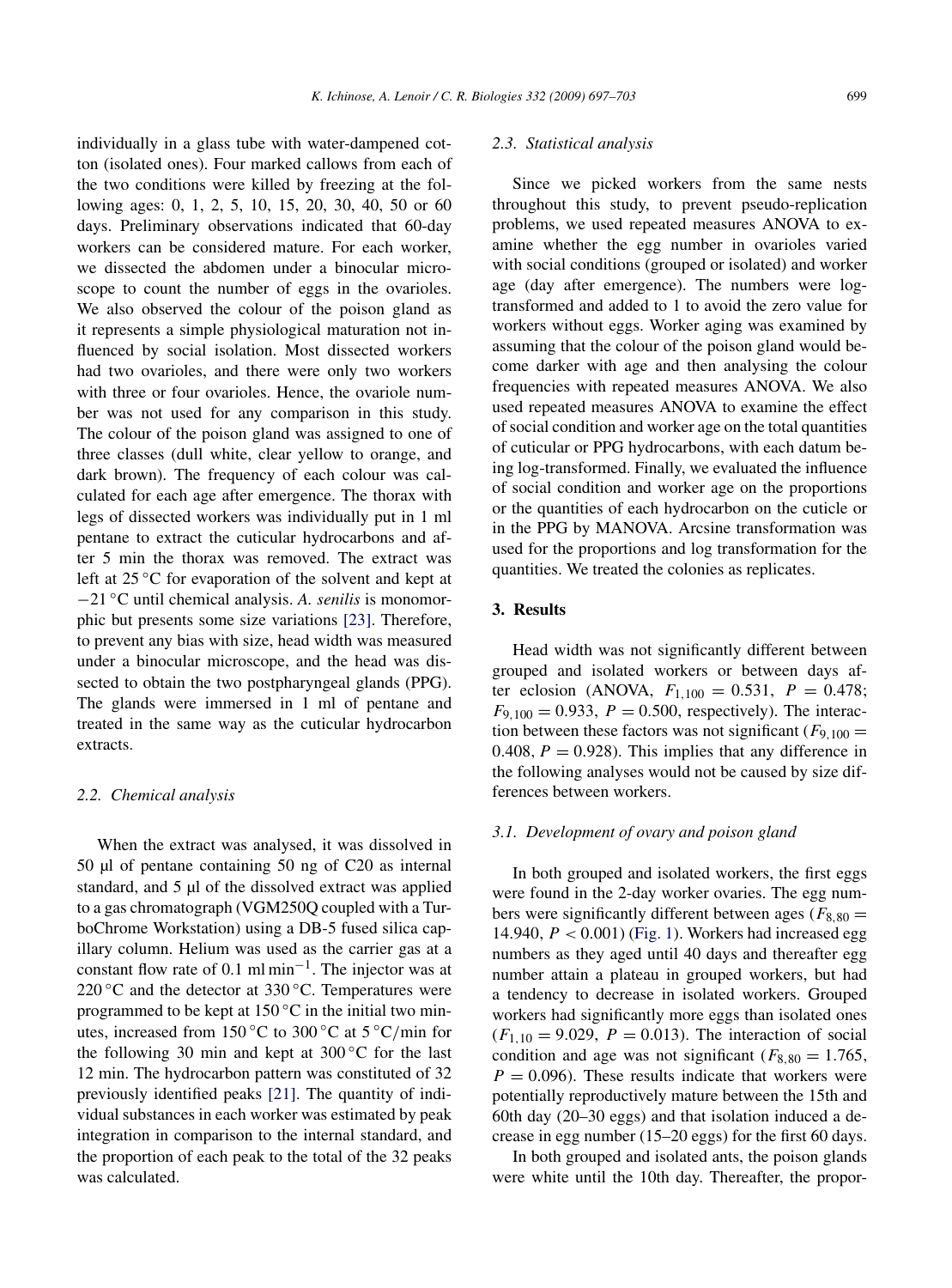individually in a glass tube with water-dampened cotton (isolated ones). Four marked callows from each of the two conditions were killed by freezing at the following ages: 0, 1, 2, 5, 10, 15, 20, 30, 40, 50 or 60 days. Preliminary observations indicated that 60-day workers can be considered mature. For each worker, we dissected the abdomen under a binocular microscope to count the number of eggs in the ovarioles. We also observed the colour of the poison gland as it represents a simple physiological maturation not influenced by social isolation. Most dissected workers had two ovarioles, and there were only two workers with three or four ovarioles. Hence, the ovariole number was not used for any comparison in this study. The colour of the poison gland was assigned to one of three classes (dull white, clear yellow to orange, and dark brown). The frequency of each colour was calculated for each age after emergence. The thorax with legs of dissected workers was individually put in 1 ml pentane to extract the cuticular hydrocarbons and after 5 min the thorax was removed. The extract was left at 25 °C for evaporation of the solvent and kept at −21 °C until chemical analysis. *A. senilis* is monomorphic but presents some size variations [23]. Therefore, to prevent any bias with size, head width was measured under a binocular microscope, and the head was dissected to obtain the two postpharyngeal glands (PPG). The glands were immersed in 1 ml of pentane and treated in the same way as the cuticular hydrocarbon extracts.

### 2.2. Chemical analysis

When the extract was analysed, it was dissolved in 50 µl of pentane containing 50 ng of C20 as internal standard, and 5 µl of the dissolved extract was applied to a gas chromatograph (VGM250Q coupled with a TurboChrome Workstation) using a DB-5 fused silica capillary column. Helium was used as the carrier gas at a constant flow rate of 0.1 ml $\text{min}^{-1}$. The injector was at 220 °C and the detector at 330 °C. Temperatures were programmed to be kept at 150 °C in the initial two minutes, increased from 150 °C to 300 °C at 5 °C/min for the following 30 min and kept at 300 °C for the last 12 min. The hydrocarbon pattern was constituted of 32 previously identified peaks [21]. The quantity of individual substances in each worker was estimated by peak integration in comparison to the internal standard, and the proportion of each peak to the total of the 32 peaks was calculated.

### 2.3. Statistical analysis

Since we picked workers from the same nests throughout this study, to prevent pseudo-replication problems, we used repeated measures ANOVA to examine whether the egg number in ovarioles varied with social conditions (grouped or isolated) and worker age (day after emergence). The numbers were log-transformed and added to 1 to avoid the zero value for workers without eggs. Worker aging was examined by assuming that the colour of the poison gland would become darker with age and then analysing the colour frequencies with repeated measures ANOVA. We also used repeated measures ANOVA to examine the effect of social condition and worker age on the total quantities of cuticular or PPG hydrocarbons, with each datum being log-transformed. Finally, we evaluated the influence of social condition and worker age on the proportions or the quantities of each hydrocarbon on the cuticle or in the PPG by MANOVA. Arcsine transformation was used for the proportions and log transformation for the quantities. We treated the colonies as replicates.

## 3. Results

Head width was not significantly different between grouped and isolated workers or between days after eclosion (ANOVA, $F_{1,100} = 0.531$, $P = 0.478$; $F_{9,100} = 0.933$, $P = 0.500$, respectively). The interaction between these factors was not significant ($F_{9,100} = 0.408$, $P = 0.928$). This implies that any difference in the following analyses would not be caused by size differences between workers.

### 3.1. Development of ovary and poison gland

In both grouped and isolated workers, the first eggs were found in the 2-day worker ovaries. The egg numbers were significantly different between ages ($F_{8,80} = 14.940$, $P < 0.001$) (Fig. 1). Workers had increased egg numbers as they aged until 40 days and thereafter egg number attain a plateau in grouped workers, but had a tendency to decrease in isolated workers. Grouped workers had significantly more eggs than isolated ones ($F_{1,10} = 9.029$, $P = 0.013$). The interaction of social condition and age was not significant ($F_{8,80} = 1.765$, $P = 0.096$). These results indicate that workers were potentially reproductively mature between the 15th and 60th day (20–30 eggs) and that isolation induced a decrease in egg number (15–20 eggs) for the first 60 days.

In both grouped and isolated ants, the poison glands were white until the 10th day. Thereafter, the propor-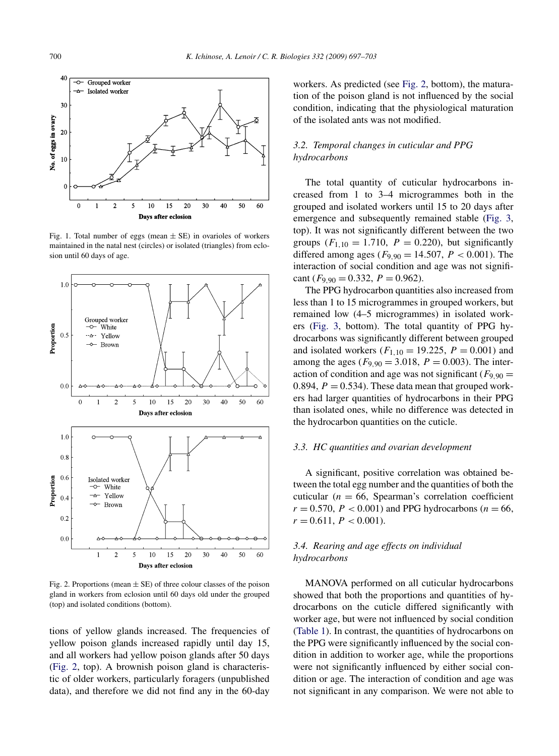Fig. 1. Total number of eggs (mean ± SE) in ovarioles of workers maintained in the natal nest (circles) or isolated (triangles) from eclosion until 60 days of age.

Fig. 2. Proportions (mean ± SE) of three colour classes of the poison gland in workers from eclosion until 60 days old under the grouped (top) and isolated conditions (bottom).

tions of yellow glands increased. The frequencies of yellow poison glands increased rapidly until day 15, and all workers had yellow poison glands after 50 days (Fig. 2, top). A brownish poison gland is characteristic of older workers, particularly foragers (unpublished data), and therefore we did not find any in the 60-day workers. As predicted (see Fig. 2, bottom), the maturation of the poison gland is not influenced by the social condition, indicating that the physiological maturation of the isolated ants was not modified.

### 3.2. Temporal changes in cuticular and PPG hydrocarbons

The total quantity of cuticular hydrocarbons increased from 1 to 3–4 microgrammes both in the grouped and isolated workers until 15 to 20 days after emergence and subsequently remained stable (Fig. 3, top). It was not significantly different between the two groups ($F_{1,10} = 1.710$, $P = 0.220$), but significantly differed among ages ($F_{9,90} = 14.507$, $P < 0.001$). The interaction of social condition and age was not significant ($F_{9,90} = 0.332$, $P = 0.962$).

The PPG hydrocarbon quantities also increased from less than 1 to 15 microgrammes in grouped workers, but remained low (4–5 microgrammes) in isolated workers (Fig. 3, bottom). The total quantity of PPG hydrocarbons was significantly different between grouped and isolated workers ($F_{1,10} = 19.225$, $P = 0.001$) and among the ages ($F_{9,90} = 3.018$, $P = 0.003$). The interaction of condition and age was not significant ($F_{9,90} = 0.894$, $P = 0.534$). These data mean that grouped workers had larger quantities of hydrocarbons in their PPG than isolated ones, while no difference was detected in the hydrocarbon quantities on the cuticle.

### 3.3. HC quantities and ovarian development

A significant, positive correlation was obtained between the total egg number and the quantities of both the cuticular ($n = 66$, Spearman's correlation coefficient $r = 0.570$, $P < 0.001$) and PPG hydrocarbons ($n = 66$, $r = 0.611$, $P < 0.001$).

### 3.4. Rearing and age effects on individual hydrocarbons

MANOVA performed on all cuticular hydrocarbons showed that both the proportions and quantities of hydrocarbons on the cuticle differed significantly with worker age, but were not influenced by social condition (Table 1). In contrast, the quantities of hydrocarbons on the PPG were significantly influenced by the social condition in addition to worker age, while the proportions were not significantly influenced by either social condition or age. The interaction of condition and age was not significant in any comparison. We were not able to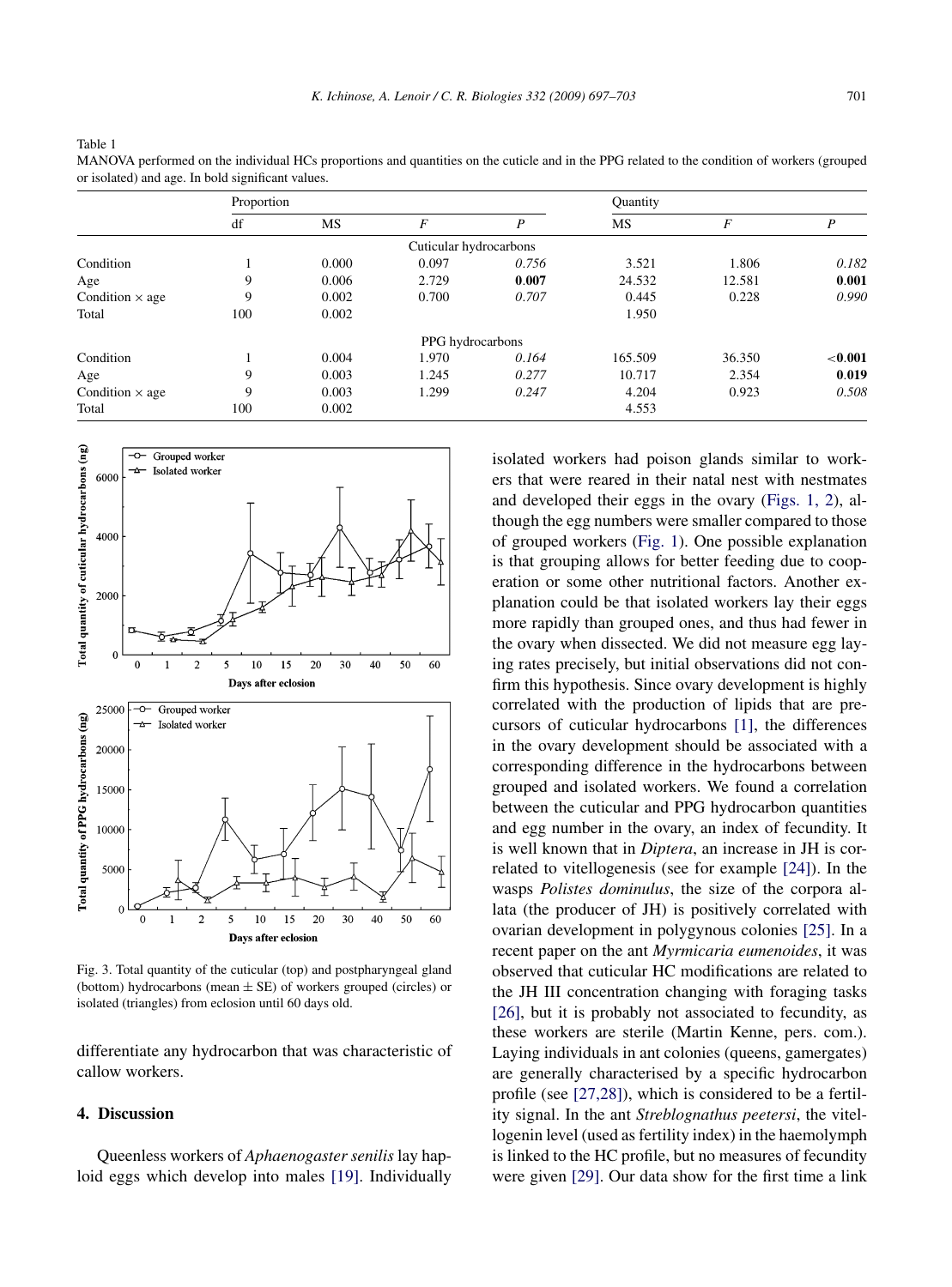Table 1
MANOVA performed on the individual HCs proportions and quantities on the cuticle and in the PPG related to the condition of workers (grouped or isolated) and age. In bold significant values.

| | Proportion | | | | Quantity | | |
|---|---|---|---|---|---|---|---|
| | df | MS | *F* | *P* | MS | *F* | *P* |
| | | | Cuticular hydrocarbons | | | | |
| Condition | 1 | 0.000 | 0.097 | *0.756* | 3.521 | 1.806 | *0.182* |
| Age | 9 | 0.006 | 2.729 | **0.007** | 24.532 | 12.581 | **0.001** |
| Condition × age | 9 | 0.002 | 0.700 | *0.707* | 0.445 | 0.228 | *0.990* |
| Total | 100 | 0.002 | | | 1.950 | | |
| | | | PPG hydrocarbons | | | | |
| Condition | 1 | 0.004 | 1.970 | *0.164* | 165.509 | 36.350 | **<0.001** |
| Age | 9 | 0.003 | 1.245 | *0.277* | 10.717 | 2.354 | **0.019** |
| Condition × age | 9 | 0.003 | 1.299 | *0.247* | 4.204 | 0.923 | *0.508* |
| Total | 100 | 0.002 | | | 4.553 | | |

Fig. 3. Total quantity of the cuticular (top) and postpharyngeal gland (bottom) hydrocarbons (mean ± SE) of workers grouped (circles) or isolated (triangles) from eclosion until 60 days old.

differentiate any hydrocarbon that was characteristic of callow workers.

## 4. Discussion

Queenless workers of *Aphaenogaster senilis* lay haploid eggs which develop into males [19]. Individually isolated workers had poison glands similar to workers that were reared in their natal nest with nestmates and developed their eggs in the ovary (Figs. 1, 2), although the egg numbers were smaller compared to those of grouped workers (Fig. 1). One possible explanation is that grouping allows for better feeding due to cooperation or some other nutritional factors. Another explanation could be that isolated workers lay their eggs more rapidly than grouped ones, and thus had fewer in the ovary when dissected. We did not measure egg laying rates precisely, but initial observations did not confirm this hypothesis. Since ovary development is highly correlated with the production of lipids that are precursors of cuticular hydrocarbons [1], the differences in the ovary development should be associated with a corresponding difference in the hydrocarbons between grouped and isolated workers. We found a correlation between the cuticular and PPG hydrocarbon quantities and egg number in the ovary, an index of fecundity. It is well known that in *Diptera*, an increase in JH is correlated to vitellogenesis (see for example [24]). In the wasps *Polistes dominulus*, the size of the corpora allata (the producer of JH) is positively correlated with ovarian development in polygynous colonies [25]. In a recent paper on the ant *Myrmicaria eumenoides*, it was observed that cuticular HC modifications are related to the JH III concentration changing with foraging tasks [26], but it is probably not associated to fecundity, as these workers are sterile (Martin Kenne, pers. com.). Laying individuals in ant colonies (queens, gamergates) are generally characterised by a specific hydrocarbon profile (see [27,28]), which is considered to be a fertility signal. In the ant *Streblognathus peetersi*, the vitellogenin level (used as fertility index) in the haemolymph is linked to the HC profile, but no measures of fecundity were given [29]. Our data show for the first time a link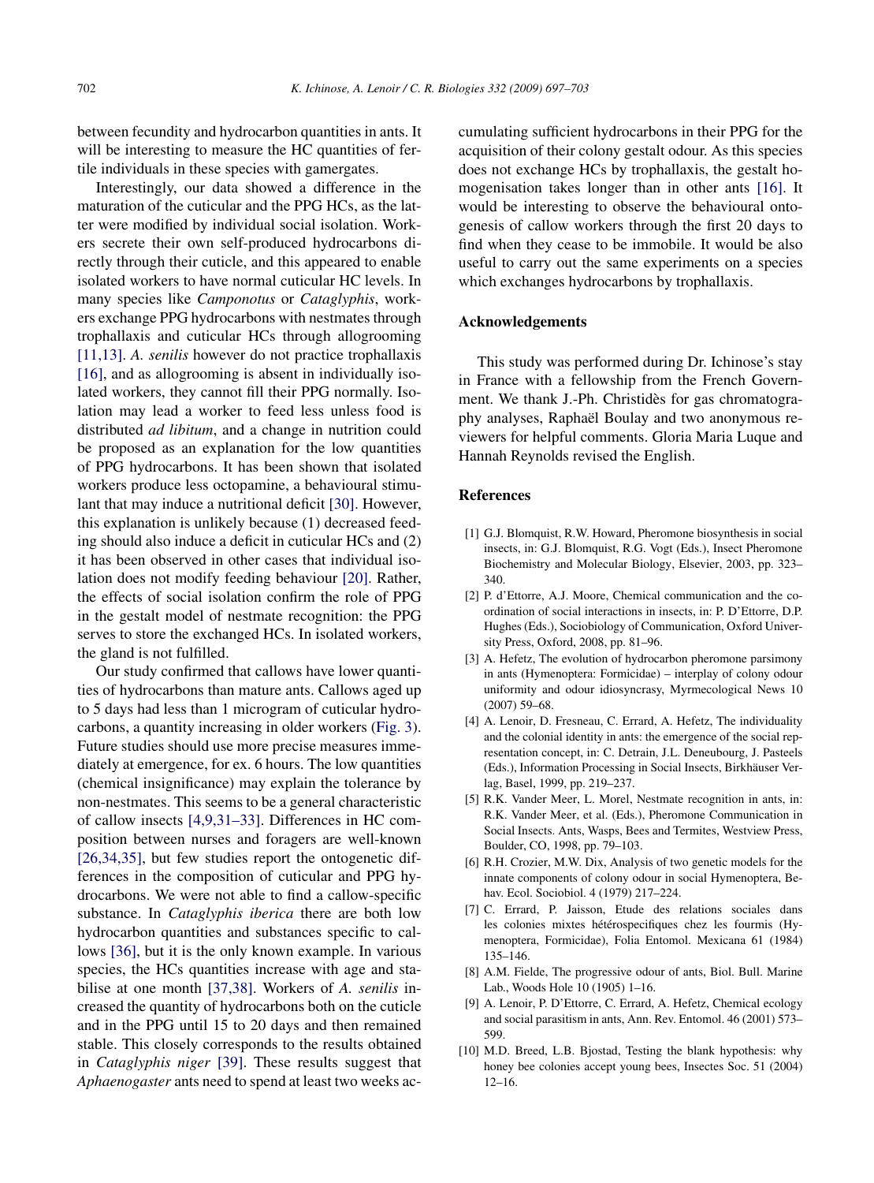between fecundity and hydrocarbon quantities in ants. It will be interesting to measure the HC quantities of fertile individuals in these species with gamergates.

Interestingly, our data showed a difference in the maturation of the cuticular and the PPG HCs, as the latter were modified by individual social isolation. Workers secrete their own self-produced hydrocarbons directly through their cuticle, and this appeared to enable isolated workers to have normal cuticular HC levels. In many species like *Camponotus* or *Cataglyphis*, workers exchange PPG hydrocarbons with nestmates through trophallaxis and cuticular HCs through allogrooming [11,13]. *A. senilis* however do not practice trophallaxis [16], and as allogrooming is absent in individually isolated workers, they cannot fill their PPG normally. Isolation may lead a worker to feed less unless food is distributed *ad libitum*, and a change in nutrition could be proposed as an explanation for the low quantities of PPG hydrocarbons. It has been shown that isolated workers produce less octopamine, a behavioural stimulant that may induce a nutritional deficit [30]. However, this explanation is unlikely because (1) decreased feeding should also induce a deficit in cuticular HCs and (2) it has been observed in other cases that individual isolation does not modify feeding behaviour [20]. Rather, the effects of social isolation confirm the role of PPG in the gestalt model of nestmate recognition: the PPG serves to store the exchanged HCs. In isolated workers, the gland is not fulfilled.

Our study confirmed that callows have lower quantities of hydrocarbons than mature ants. Callows aged up to 5 days had less than 1 microgram of cuticular hydrocarbons, a quantity increasing in older workers (Fig. 3). Future studies should use more precise measures immediately at emergence, for ex. 6 hours. The low quantities (chemical insignificance) may explain the tolerance by non-nestmates. This seems to be a general characteristic of callow insects [4,9,31–33]. Differences in HC composition between nurses and foragers are well-known [26,34,35], but few studies report the ontogenetic differences in the composition of cuticular and PPG hydrocarbons. We were not able to find a callow-specific substance. In *Cataglyphis iberica* there are both low hydrocarbon quantities and substances specific to callows [36], but it is the only known example. In various species, the HCs quantities increase with age and stabilise at one month [37,38]. Workers of *A. senilis* increased the quantity of hydrocarbons both on the cuticle and in the PPG until 15 to 20 days and then remained stable. This closely corresponds to the results obtained in *Cataglyphis niger* [39]. These results suggest that *Aphaenogaster* ants need to spend at least two weeks accumulating sufficient hydrocarbons in their PPG for the acquisition of their colony gestalt odour. As this species does not exchange HCs by trophallaxis, the gestalt homogenisation takes longer than in other ants [16]. It would be interesting to observe the behavioural ontogenesis of callow workers through the first 20 days to find when they cease to be immobile. It would be also useful to carry out the same experiments on a species which exchanges hydrocarbons by trophallaxis.

## Acknowledgements

This study was performed during Dr. Ichinose's stay in France with a fellowship from the French Government. We thank J.-Ph. Christidès for gas chromatography analyses, Raphaël Boulay and two anonymous reviewers for helpful comments. Gloria Maria Luque and Hannah Reynolds revised the English.

## References

[1] G.J. Blomquist, R.W. Howard, Pheromone biosynthesis in social insects, in: G.J. Blomquist, R.G. Vogt (Eds.), Insect Pheromone Biochemistry and Molecular Biology, Elsevier, 2003, pp. 323–340.

[2] P. d'Ettorre, A.J. Moore, Chemical communication and the coordination of social interactions in insects, in: P. D'Ettorre, D.P. Hughes (Eds.), Sociobiology of Communication, Oxford University Press, Oxford, 2008, pp. 81–96.

[3] A. Hefetz, The evolution of hydrocarbon pheromone parsimony in ants (Hymenoptera: Formicidae) – interplay of colony odour uniformity and odour idiosyncrasy, Myrmecological News 10 (2007) 59–68.

[4] A. Lenoir, D. Fresneau, C. Errard, A. Hefetz, The individuality and the colonial identity in ants: the emergence of the social representation concept, in: C. Detrain, J.L. Deneubourg, J. Pasteels (Eds.), Information Processing in Social Insects, Birkhäuser Verlag, Basel, 1999, pp. 219–237.

[5] R.K. Vander Meer, L. Morel, Nestmate recognition in ants, in: R.K. Vander Meer, et al. (Eds.), Pheromone Communication in Social Insects. Ants, Wasps, Bees and Termites, Westview Press, Boulder, CO, 1998, pp. 79–103.

[6] R.H. Crozier, M.W. Dix, Analysis of two genetic models for the innate components of colony odour in social Hymenoptera, Behav. Ecol. Sociobiol. 4 (1979) 217–224.

[7] C. Errard, P. Jaisson, Etude des relations sociales dans les colonies mixtes hétérospecifiques chez les fourmis (Hymenoptera, Formicidae), Folia Entomol. Mexicana 61 (1984) 135–146.

[8] A.M. Fielde, The progressive odour of ants, Biol. Bull. Marine Lab., Woods Hole 10 (1905) 1–16.

[9] A. Lenoir, P. D'Ettorre, C. Errard, A. Hefetz, Chemical ecology and social parasitism in ants, Ann. Rev. Entomol. 46 (2001) 573–599.

[10] M.D. Breed, L.B. Bjostad, Testing the blank hypothesis: why honey bee colonies accept young bees, Insectes Soc. 51 (2004) 12–16.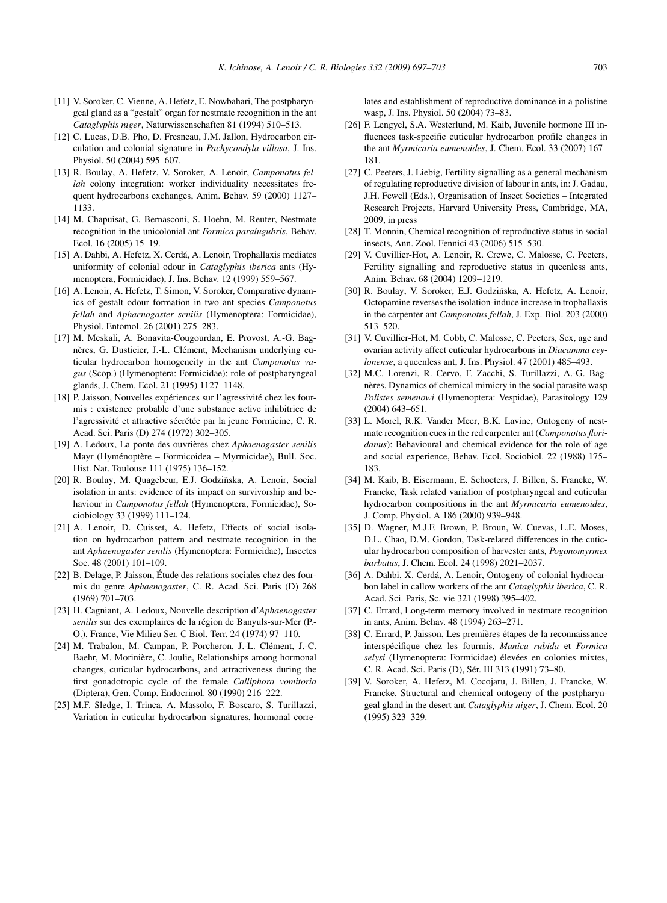[11] V. Soroker, C. Vienne, A. Hefetz, E. Nowbahari, The postpharyngeal gland as a "gestalt" organ for nestmate recognition in the ant *Cataglyphis niger*, Naturwissenschaften 81 (1994) 510–513.

[12] C. Lucas, D.B. Pho, D. Fresneau, J.M. Jallon, Hydrocarbon circulation and colonial signature in *Pachycondyla villosa*, J. Ins. Physiol. 50 (2004) 595–607.

[13] R. Boulay, A. Hefetz, V. Soroker, A. Lenoir, *Camponotus fellah* colony integration: worker individuality necessitates frequent hydrocarbons exchanges, Anim. Behav. 59 (2000) 1127–1133.

[14] M. Chapuisat, G. Bernasconi, S. Hoehn, M. Reuter, Nestmate recognition in the unicolonial ant *Formica paralugubris*, Behav. Ecol. 16 (2005) 15–19.

[15] A. Dahbi, A. Hefetz, X. Cerdá, A. Lenoir, Trophallaxis mediates uniformity of colonial odour in *Cataglyphis iberica* ants (Hymenoptera, Formicidae), J. Ins. Behav. 12 (1999) 559–567.

[16] A. Lenoir, A. Hefetz, T. Simon, V. Soroker, Comparative dynamics of gestalt odour formation in two ant species *Camponotus fellah* and *Aphaenogaster senilis* (Hymenoptera: Formicidae), Physiol. Entomol. 26 (2001) 275–283.

[17] M. Meskali, A. Bonavita-Cougourdan, E. Provost, A.-G. Bagnères, G. Dusticier, J.-L. Clément, Mechanism underlying cuticular hydrocarbon homogeneity in the ant *Camponotus vagus* (Scop.) (Hymenoptera: Formicidae): role of postpharyngeal glands, J. Chem. Ecol. 21 (1995) 1127–1148.

[18] P. Jaisson, Nouvelles expériences sur l'agressivité chez les fourmis : existence probable d'une substance active inhibitrice de l'agressivité et attractive sécrétée par la jeune Formicine, C. R. Acad. Sci. Paris (D) 274 (1972) 302–305.

[19] A. Ledoux, La ponte des ouvrières chez *Aphaenogaster senilis* Mayr (Hyménoptère – Formicoidea – Myrmicidae), Bull. Soc. Hist. Nat. Toulouse 111 (1975) 136–152.

[20] R. Boulay, M. Quagebeur, E.J. Godzińska, A. Lenoir, Social isolation in ants: evidence of its impact on survivorship and behaviour in *Camponotus fellah* (Hymenoptera, Formicidae), Sociobiology 33 (1999) 111–124.

[21] A. Lenoir, D. Cuisset, A. Hefetz, Effects of social isolation on hydrocarbon pattern and nestmate recognition in the ant *Aphaenogaster senilis* (Hymenoptera: Formicidae), Insectes Soc. 48 (2001) 101–109.

[22] B. Delage, P. Jaisson, Étude des relations sociales chez des fourmis du genre *Aphaenogaster*, C. R. Acad. Sci. Paris (D) 268 (1969) 701–703.

[23] H. Cagniant, A. Ledoux, Nouvelle description d'*Aphaenogaster senilis* sur des exemplaires de la région de Banyuls-sur-Mer (P.-O.), France, Vie Milieu Ser. C Biol. Terr. 24 (1974) 97–110.

[24] M. Trabalon, M. Campan, P. Porcheron, J.-L. Clément, J.-C. Baehr, M. Morinière, C. Joulie, Relationships among hormonal changes, cuticular hydrocarbons, and attractiveness during the first gonadotropic cycle of the female *Calliphora vomitoria* (Diptera), Gen. Comp. Endocrinol. 80 (1990) 216–222.

[25] M.F. Sledge, I. Trinca, A. Massolo, F. Boscaro, S. Turillazzi, Variation in cuticular hydrocarbon signatures, hormonal correlates and establishment of reproductive dominance in a polistine wasp, J. Ins. Physiol. 50 (2004) 73–83.

[26] F. Lengyel, S.A. Westerlund, M. Kaib, Juvenile hormone III influences task-specific cuticular hydrocarbon profile changes in the ant *Myrmicaria eumenoides*, J. Chem. Ecol. 33 (2007) 167–181.

[27] C. Peeters, J. Liebig, Fertility signalling as a general mechanism of regulating reproductive division of labour in ants, in: J. Gadau, J.H. Fewell (Eds.), Organisation of Insect Societies – Integrated Research Projects, Harvard University Press, Cambridge, MA, 2009, in press

[28] T. Monnin, Chemical recognition of reproductive status in social insects, Ann. Zool. Fennici 43 (2006) 515–530.

[29] V. Cuvillier-Hot, A. Lenoir, R. Crewe, C. Malosse, C. Peeters, Fertility signalling and reproductive status in queenless ants, Anim. Behav. 68 (2004) 1209–1219.

[30] R. Boulay, V. Soroker, E.J. Godzińska, A. Hefetz, A. Lenoir, Octopamine reverses the isolation-induce increase in trophallaxis in the carpenter ant *Camponotus fellah*, J. Exp. Biol. 203 (2000) 513–520.

[31] V. Cuvillier-Hot, M. Cobb, C. Malosse, C. Peeters, Sex, age and ovarian activity affect cuticular hydrocarbons in *Diacamma ceylonense*, a queenless ant, J. Ins. Physiol. 47 (2001) 485–493.

[32] M.C. Lorenzi, R. Cervo, F. Zacchi, S. Turillazzi, A.-G. Bagnères, Dynamics of chemical mimicry in the social parasite wasp *Polistes semenowi* (Hymenoptera: Vespidae), Parasitology 129 (2004) 643–651.

[33] L. Morel, R.K. Vander Meer, B.K. Lavine, Ontogeny of nestmate recognition cues in the red carpenter ant (*Camponotus floridanus*): Behavioural and chemical evidence for the role of age and social experience, Behav. Ecol. Sociobiol. 22 (1988) 175–183.

[34] M. Kaib, B. Eisermann, E. Schoeters, J. Billen, S. Francke, W. Francke, Task related variation of postpharyngeal and cuticular hydrocarbon compositions in the ant *Myrmicaria eumenoides*, J. Comp. Physiol. A 186 (2000) 939–948.

[35] D. Wagner, M.J.F. Brown, P. Broun, W. Cuevas, L.E. Moses, D.L. Chao, D.M. Gordon, Task-related differences in the cuticular hydrocarbon composition of harvester ants, *Pogonomyrmex barbatus*, J. Chem. Ecol. 24 (1998) 2021–2037.

[36] A. Dahbi, X. Cerdá, A. Lenoir, Ontogeny of colonial hydrocarbon label in callow workers of the ant *Cataglyphis iberica*, C. R. Acad. Sci. Paris, Sc. vie 321 (1998) 395–402.

[37] C. Errard, Long-term memory involved in nestmate recognition in ants, Anim. Behav. 48 (1994) 263–271.

[38] C. Errard, P. Jaisson, Les premières étapes de la reconnaissance interspécifique chez les fourmis, *Manica rubida* et *Formica selysi* (Hymenoptera: Formicidae) élevées en colonies mixtes, C. R. Acad. Sci. Paris (D), Sér. III 313 (1991) 73–80.

[39] V. Soroker, A. Hefetz, M. Cocojaru, J. Billen, J. Francke, W. Francke, Structural and chemical ontogeny of the postpharyngeal gland in the desert ant *Cataglyphis niger*, J. Chem. Ecol. 20 (1995) 323–329.